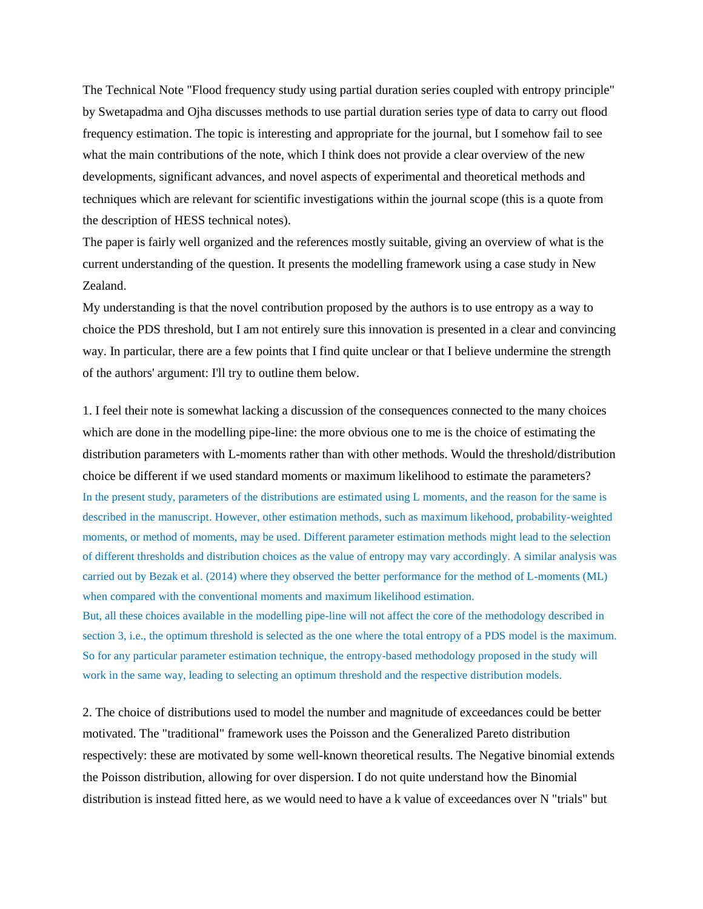The Technical Note "Flood frequency study using partial duration series coupled with entropy principle" by Swetapadma and Ojha discusses methods to use partial duration series type of data to carry out flood frequency estimation. The topic is interesting and appropriate for the journal, but I somehow fail to see what the main contributions of the note, which I think does not provide a clear overview of the new developments, significant advances, and novel aspects of experimental and theoretical methods and techniques which are relevant for scientific investigations within the journal scope (this is a quote from the description of HESS technical notes).

The paper is fairly well organized and the references mostly suitable, giving an overview of what is the current understanding of the question. It presents the modelling framework using a case study in New Zealand.

My understanding is that the novel contribution proposed by the authors is to use entropy as a way to choice the PDS threshold, but I am not entirely sure this innovation is presented in a clear and convincing way. In particular, there are a few points that I find quite unclear or that I believe undermine the strength of the authors' argument: I'll try to outline them below.

1. I feel their note is somewhat lacking a discussion of the consequences connected to the many choices which are done in the modelling pipe-line: the more obvious one to me is the choice of estimating the distribution parameters with L-moments rather than with other methods. Would the threshold/distribution choice be different if we used standard moments or maximum likelihood to estimate the parameters?

In the present study, parameters of the distributions are estimated using L moments, and the reason for the same is described in the manuscript. However, other estimation methods, such as maximum likehood, probability-weighted moments, or method of moments, may be used. Different parameter estimation methods might lead to the selection of different thresholds and distribution choices as the value of entropy may vary accordingly. A similar analysis was carried out by Bezak et al. (2014) where they observed the better performance for the method of L-moments (ML) when compared with the conventional moments and maximum likelihood estimation.

But, all these choices available in the modelling pipe-line will not affect the core of the methodology described in section 3, i.e., the optimum threshold is selected as the one where the total entropy of a PDS model is the maximum. So for any particular parameter estimation technique, the entropy-based methodology proposed in the study will work in the same way, leading to selecting an optimum threshold and the respective distribution models.

2. The choice of distributions used to model the number and magnitude of exceedances could be better motivated. The "traditional" framework uses the Poisson and the Generalized Pareto distribution respectively: these are motivated by some well-known theoretical results. The Negative binomial extends the Poisson distribution, allowing for over dispersion. I do not quite understand how the Binomial distribution is instead fitted here, as we would need to have a k value of exceedances over N "trials" but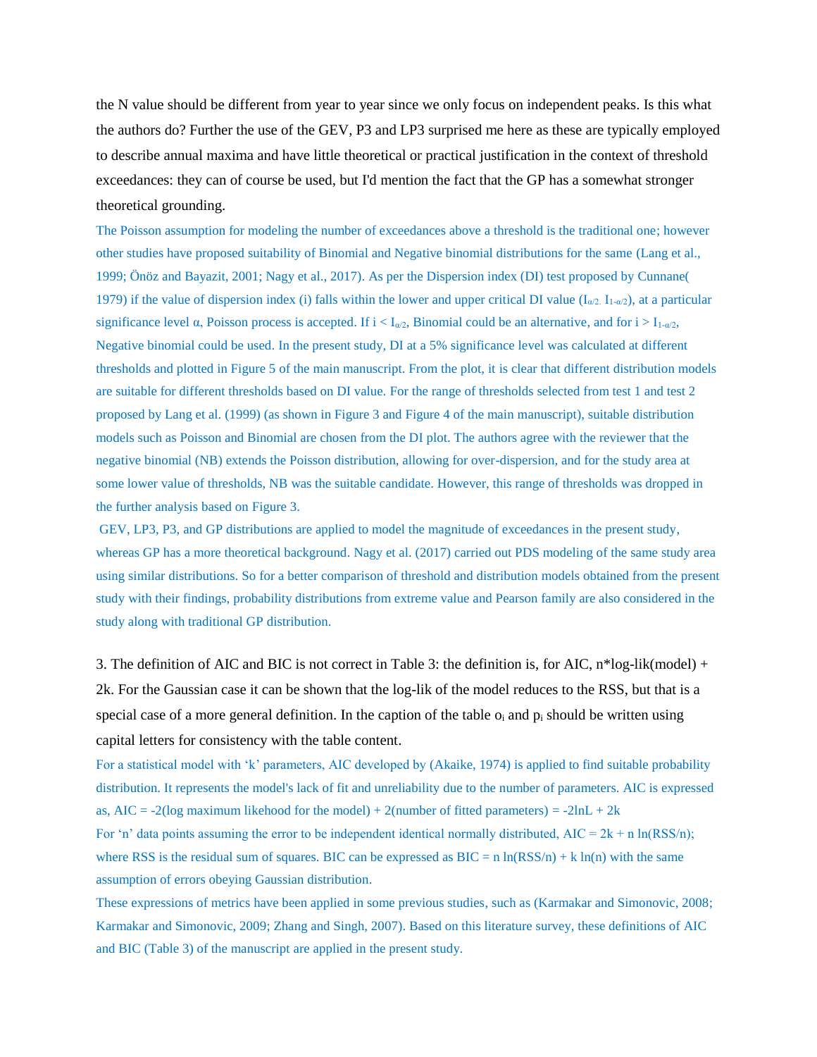the N value should be different from year to year since we only focus on independent peaks. Is this what the authors do? Further the use of the GEV, P3 and LP3 surprised me here as these are typically employed to describe annual maxima and have little theoretical or practical justification in the context of threshold exceedances: they can of course be used, but I'd mention the fact that the GP has a somewhat stronger theoretical grounding.

The Poisson assumption for modeling the number of exceedances above a threshold is the traditional one; however other studies have proposed suitability of Binomial and Negative binomial distributions for the same (Lang et al., 1999; Önöz and Bayazit, 2001; Nagy et al., 2017). As per the Dispersion index (DI) test proposed by Cunnane( 1979) if the value of dispersion index (i) falls within the lower and upper critical DI value ($I_{\alpha/2.}$ $I_{1-\alpha/2}$), at a particular significance level α, Poisson process is accepted. If $i < I_{\alpha/2}$, Binomial could be an alternative, and for $i > I_{1-\alpha/2}$, Negative binomial could be used. In the present study, DI at a 5% significance level was calculated at different thresholds and plotted in Figure 5 of the main manuscript. From the plot, it is clear that different distribution models are suitable for different thresholds based on DI value. For the range of thresholds selected from test 1 and test 2 proposed by Lang et al. (1999) (as shown in Figure 3 and Figure 4 of the main manuscript), suitable distribution models such as Poisson and Binomial are chosen from the DI plot. The authors agree with the reviewer that the negative binomial (NB) extends the Poisson distribution, allowing for over-dispersion, and for the study area at some lower value of thresholds, NB was the suitable candidate. However, this range of thresholds was dropped in the further analysis based on Figure 3.

GEV, LP3, P3, and GP distributions are applied to model the magnitude of exceedances in the present study, whereas GP has a more theoretical background. Nagy et al. (2017) carried out PDS modeling of the same study area using similar distributions. So for a better comparison of threshold and distribution models obtained from the present study with their findings, probability distributions from extreme value and Pearson family are also considered in the study along with traditional GP distribution.

3. The definition of AIC and BIC is not correct in Table 3: the definition is, for AIC, n*log-lik(model) + 2k. For the Gaussian case it can be shown that the log-lik of the model reduces to the RSS, but that is a special case of a more general definition. In the caption of the table $o_i$ and $p_i$ should be written using capital letters for consistency with the table content.

For a statistical model with 'k' parameters, AIC developed by (Akaike, 1974) is applied to find suitable probability distribution. It represents the model's lack of fit and unreliability due to the number of parameters. AIC is expressed as, AIC = -2(log maximum likehood for the model) + 2(number of fitted parameters) = $-2\ln L + 2k$

For 'n' data points assuming the error to be independent identical normally distributed, $AIC = 2k + n\ln(RSS/n)$; where RSS is the residual sum of squares. BIC can be expressed as $BIC = n\ln(RSS/n) + k\ln(n)$ with the same assumption of errors obeying Gaussian distribution.

These expressions of metrics have been applied in some previous studies, such as (Karmakar and Simonovic, 2008; Karmakar and Simonovic, 2009; Zhang and Singh, 2007). Based on this literature survey, these definitions of AIC and BIC (Table 3) of the manuscript are applied in the present study.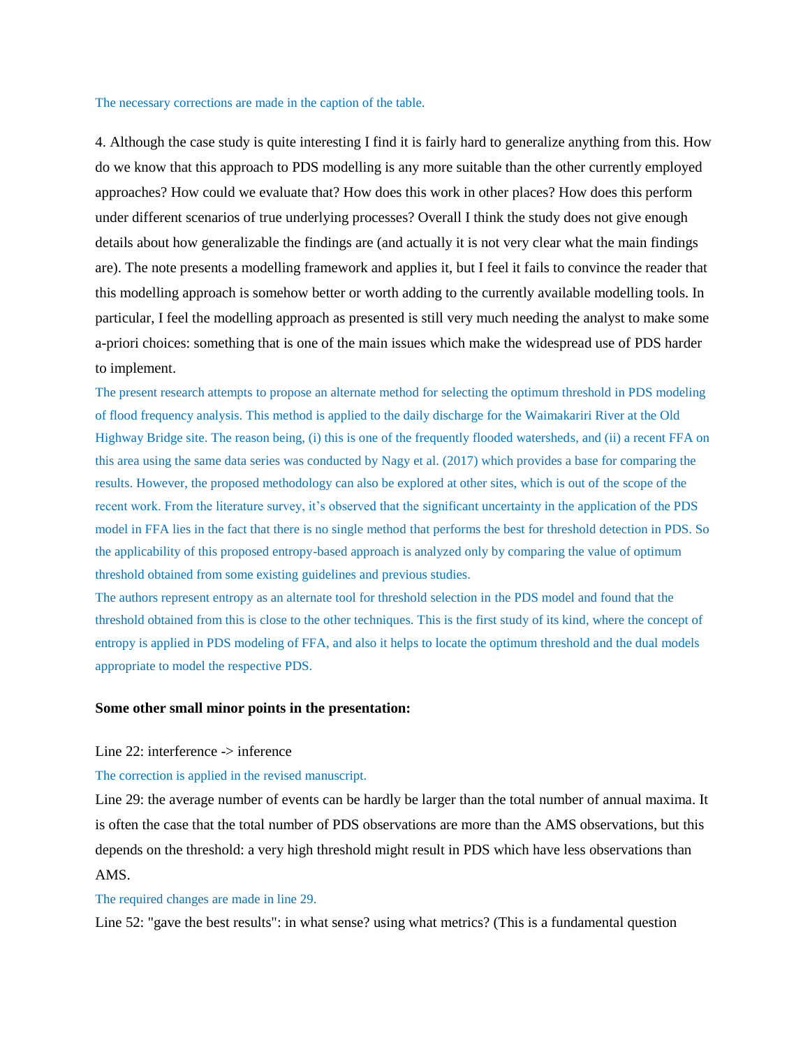The necessary corrections are made in the caption of the table.

4. Although the case study is quite interesting I find it is fairly hard to generalize anything from this. How do we know that this approach to PDS modelling is any more suitable than the other currently employed approaches? How could we evaluate that? How does this work in other places? How does this perform under different scenarios of true underlying processes? Overall I think the study does not give enough details about how generalizable the findings are (and actually it is not very clear what the main findings are). The note presents a modelling framework and applies it, but I feel it fails to convince the reader that this modelling approach is somehow better or worth adding to the currently available modelling tools. In particular, I feel the modelling approach as presented is still very much needing the analyst to make some a-priori choices: something that is one of the main issues which make the widespread use of PDS harder to implement.

The present research attempts to propose an alternate method for selecting the optimum threshold in PDS modeling of flood frequency analysis. This method is applied to the daily discharge for the Waimakariri River at the Old Highway Bridge site. The reason being, (i) this is one of the frequently flooded watersheds, and (ii) a recent FFA on this area using the same data series was conducted by Nagy et al. (2017) which provides a base for comparing the results. However, the proposed methodology can also be explored at other sites, which is out of the scope of the recent work. From the literature survey, it's observed that the significant uncertainty in the application of the PDS model in FFA lies in the fact that there is no single method that performs the best for threshold detection in PDS. So the applicability of this proposed entropy-based approach is analyzed only by comparing the value of optimum threshold obtained from some existing guidelines and previous studies.

The authors represent entropy as an alternate tool for threshold selection in the PDS model and found that the threshold obtained from this is close to the other techniques. This is the first study of its kind, where the concept of entropy is applied in PDS modeling of FFA, and also it helps to locate the optimum threshold and the dual models appropriate to model the respective PDS.

**Some other small minor points in the presentation:**

Line 22: interference -> inference

The correction is applied in the revised manuscript.

Line 29: the average number of events can be hardly be larger than the total number of annual maxima. It is often the case that the total number of PDS observations are more than the AMS observations, but this depends on the threshold: a very high threshold might result in PDS which have less observations than AMS.

The required changes are made in line 29.

Line 52: "gave the best results": in what sense? using what metrics? (This is a fundamental question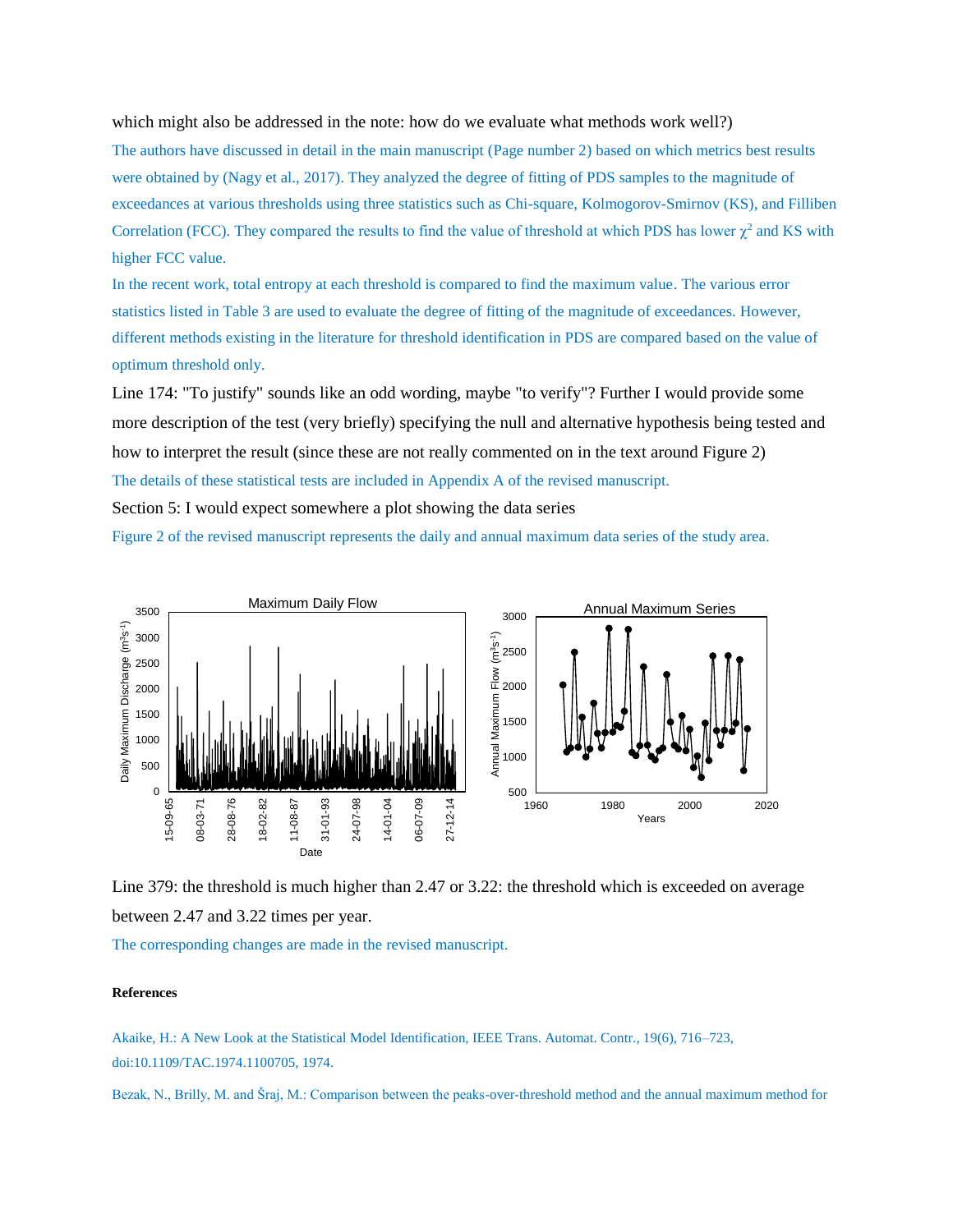which might also be addressed in the note: how do we evaluate what methods work well?)

The authors have discussed in detail in the main manuscript (Page number 2) based on which metrics best results were obtained by (Nagy et al., 2017). They analyzed the degree of fitting of PDS samples to the magnitude of exceedances at various thresholds using three statistics such as Chi-square, Kolmogorov-Smirnov (KS), and Filliben Correlation (FCC). They compared the results to find the value of threshold at which PDS has lower $\chi^2$ and KS with higher FCC value.

In the recent work, total entropy at each threshold is compared to find the maximum value. The various error statistics listed in Table 3 are used to evaluate the degree of fitting of the magnitude of exceedances. However, different methods existing in the literature for threshold identification in PDS are compared based on the value of optimum threshold only.

Line 174: "To justify" sounds like an odd wording, maybe "to verify"? Further I would provide some more description of the test (very briefly) specifying the null and alternative hypothesis being tested and how to interpret the result (since these are not really commented on in the text around Figure 2)

The details of these statistical tests are included in Appendix A of the revised manuscript.

Section 5: I would expect somewhere a plot showing the data series

Figure 2 of the revised manuscript represents the daily and annual maximum data series of the study area.

Line 379: the threshold is much higher than 2.47 or 3.22: the threshold which is exceeded on average between 2.47 and 3.22 times per year.

The corresponding changes are made in the revised manuscript.

**References**

Akaike, H.: A New Look at the Statistical Model Identification, IEEE Trans. Automat. Contr., 19(6), 716–723, doi:10.1109/TAC.1974.1100705, 1974.

Bezak, N., Brilly, M. and Šraj, M.: Comparison between the peaks-over-threshold method and the annual maximum method for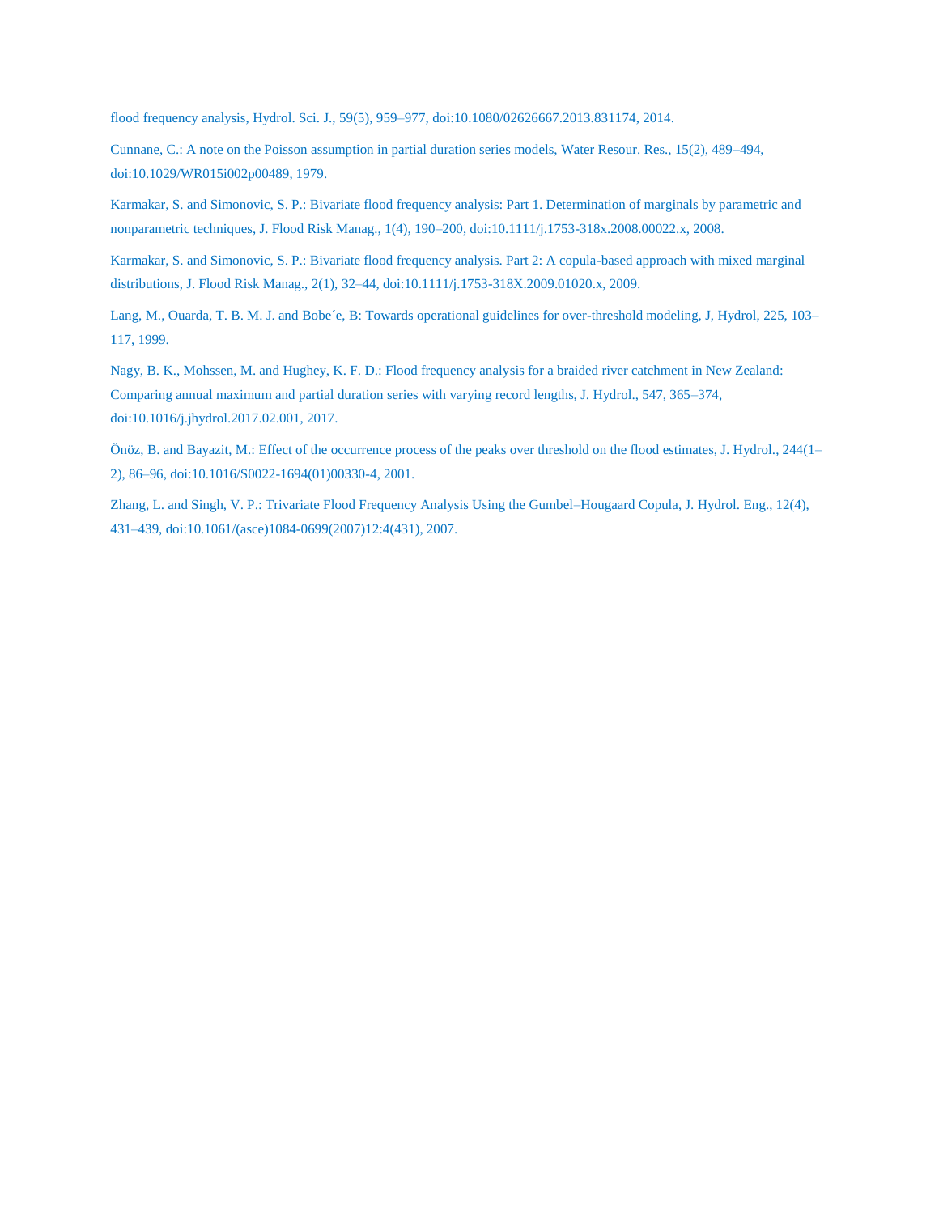flood frequency analysis, Hydrol. Sci. J., 59(5), 959–977, doi:10.1080/02626667.2013.831174, 2014.

Cunnane, C.: A note on the Poisson assumption in partial duration series models, Water Resour. Res., 15(2), 489–494, doi:10.1029/WR015i002p00489, 1979.

Karmakar, S. and Simonovic, S. P.: Bivariate flood frequency analysis: Part 1. Determination of marginals by parametric and nonparametric techniques, J. Flood Risk Manag., 1(4), 190–200, doi:10.1111/j.1753-318x.2008.00022.x, 2008.

Karmakar, S. and Simonovic, S. P.: Bivariate flood frequency analysis. Part 2: A copula-based approach with mixed marginal distributions, J. Flood Risk Manag., 2(1), 32–44, doi:10.1111/j.1753-318X.2009.01020.x, 2009.

Lang, M., Ouarda, T. B. M. J. and Bobe´e, B: Towards operational guidelines for over-threshold modeling, J, Hydrol, 225, 103–117, 1999.

Nagy, B. K., Mohssen, M. and Hughey, K. F. D.: Flood frequency analysis for a braided river catchment in New Zealand: Comparing annual maximum and partial duration series with varying record lengths, J. Hydrol., 547, 365–374, doi:10.1016/j.jhydrol.2017.02.001, 2017.

Önöz, B. and Bayazit, M.: Effect of the occurrence process of the peaks over threshold on the flood estimates, J. Hydrol., 244(1–2), 86–96, doi:10.1016/S0022-1694(01)00330-4, 2001.

Zhang, L. and Singh, V. P.: Trivariate Flood Frequency Analysis Using the Gumbel–Hougaard Copula, J. Hydrol. Eng., 12(4), 431–439, doi:10.1061/(asce)1084-0699(2007)12:4(431), 2007.